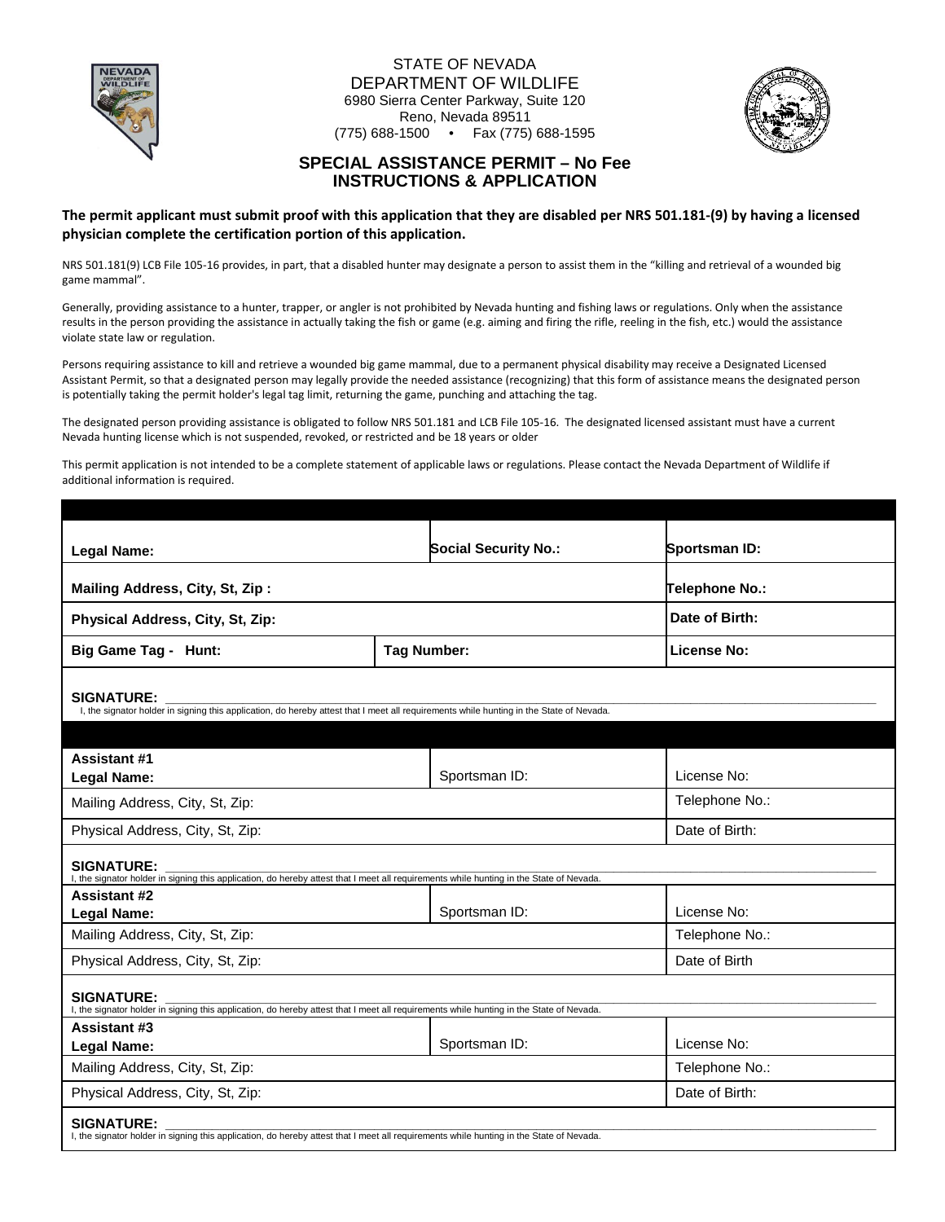STATE OF NEVADA
DEPARTMENT OF WILDLIFE
6980 Sierra Center Parkway, Suite 120
Reno, Nevada 89511
(775) 688-1500 • Fax (775) 688-1595

## SPECIAL ASSISTANCE PERMIT – No Fee
## INSTRUCTIONS & APPLICATION

**The permit applicant must submit proof with this application that they are disabled per NRS 501.181-(9) by having a licensed physician complete the certification portion of this application.**

NRS 501.181(9) LCB File 105-16 provides, in part, that a disabled hunter may designate a person to assist them in the "killing and retrieval of a wounded big game mammal".

Generally, providing assistance to a hunter, trapper, or angler is not prohibited by Nevada hunting and fishing laws or regulations. Only when the assistance results in the person providing the assistance in actually taking the fish or game (e.g. aiming and firing the rifle, reeling in the fish, etc.) would the assistance violate state law or regulation.

Persons requiring assistance to kill and retrieve a wounded big game mammal, due to a permanent physical disability may receive a Designated Licensed Assistant Permit, so that a designated person may legally provide the needed assistance (recognizing) that this form of assistance means the designated person is potentially taking the permit holder's legal tag limit, returning the game, punching and attaching the tag.

The designated person providing assistance is obligated to follow NRS 501.181 and LCB File 105-16. The designated licensed assistant must have a current Nevada hunting license which is not suspended, revoked, or restricted and be 18 years or older

This permit application is not intended to be a complete statement of applicable laws or regulations. Please contact the Nevada Department of Wildlife if additional information is required.

| | | |
|---|---|---|
| **Legal Name:** | **Social Security No.:** | **Sportsman ID:** |
| **Mailing Address, City, St, Zip :** | | **Telephone No.:** |
| **Physical Address, City, St, Zip:** | | **Date of Birth:** |
| **Big Game Tag - Hunt:** | **Tag Number:** | **License No:** |

**SIGNATURE:** ______________________________________________
I, the signator holder in signing this application, do hereby attest that I meet all requirements while hunting in the State of Nevada.

| | | |
|---|---|---|
| **Assistant #1** **Legal Name:** | Sportsman ID: | License No: |
| Mailing Address, City, St, Zip: | | Telephone No.: |
| Physical Address, City, St, Zip: | | Date of Birth: |

**SIGNATURE:** ______________________________________________
I, the signator holder in signing this application, do hereby attest that I meet all requirements while hunting in the State of Nevada.

| | | |
|---|---|---|
| **Assistant #2** **Legal Name:** | Sportsman ID: | License No: |
| Mailing Address, City, St, Zip: | | Telephone No.: |
| Physical Address, City, St, Zip: | | Date of Birth |

**SIGNATURE:** ______________________________________________
I, the signator holder in signing this application, do hereby attest that I meet all requirements while hunting in the State of Nevada.

| | | |
|---|---|---|
| **Assistant #3** **Legal Name:** | Sportsman ID: | License No: |
| Mailing Address, City, St, Zip: | | Telephone No.: |
| Physical Address, City, St, Zip: | | Date of Birth: |

**SIGNATURE:** ______________________________________________
I, the signator holder in signing this application, do hereby attest that I meet all requirements while hunting in the State of Nevada.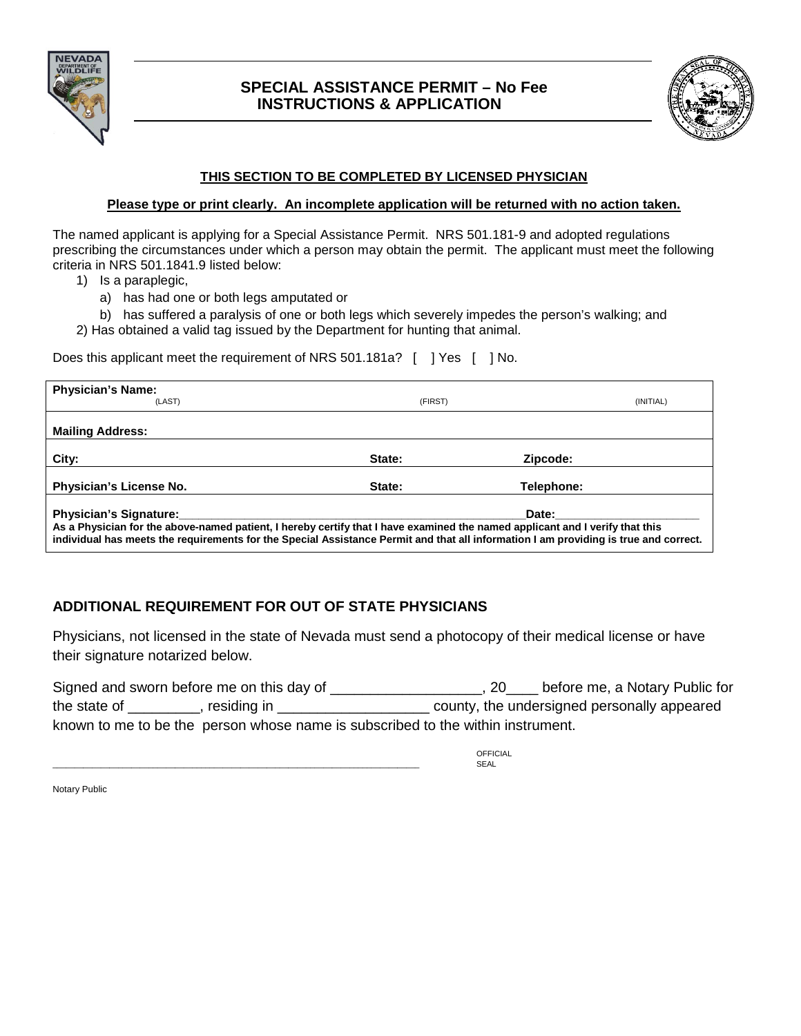# SPECIAL ASSISTANCE PERMIT – No Fee
## INSTRUCTIONS & APPLICATION

**THIS SECTION TO BE COMPLETED BY LICENSED PHYSICIAN**

**Please type or print clearly. An incomplete application will be returned with no action taken.**

The named applicant is applying for a Special Assistance Permit. NRS 501.181-9 and adopted regulations prescribing the circumstances under which a person may obtain the permit. The applicant must meet the following criteria in NRS 501.1841.9 listed below:

1) Is a paraplegic,
   a) has had one or both legs amputated or
   b) has suffered a paralysis of one or both legs which severely impedes the person's walking; and
2) Has obtained a valid tag issued by the Department for hunting that animal.

Does this applicant meet the requirement of NRS 501.181a? [ ] Yes [ ] No.

| **Physician's Name:** (LAST) | (FIRST) | (INITIAL) |
|---|---|---|
| **Mailing Address:** | | |
| **City:** | **State:** | **Zipcode:** |
| **Physician's License No.** | **State:** | **Telephone:** |
| **Physician's Signature:**\_\_\_\_\_\_\_\_\_\_\_\_\_\_\_\_\_\_\_\_\_\_\_\_\_\_\_\_\_\_\_\_\_\_\_\_ | | **Date:**\_\_\_\_\_\_\_\_\_\_\_\_\_\_\_\_\_\_\_\_ |

**As a Physician for the above-named patient, I hereby certify that I have examined the named applicant and I verify that this individual has meets the requirements for the Special Assistance Permit and that all information I am providing is true and correct.**

## ADDITIONAL REQUIREMENT FOR OUT OF STATE PHYSICIANS

Physicians, not licensed in the state of Nevada must send a photocopy of their medical license or have their signature notarized below.

Signed and sworn before me on this day of \_\_\_\_\_\_\_\_\_\_\_\_\_\_\_\_\_\_\_, 20\_\_\_\_ before me, a Notary Public for the state of \_\_\_\_\_\_\_\_\_, residing in \_\_\_\_\_\_\_\_\_\_\_\_\_\_\_\_\_\_\_ county, the undersigned personally appeared known to me to be the person whose name is subscribed to the within instrument.

\_\_\_\_\_\_\_\_\_\_\_\_\_\_\_\_\_\_\_\_\_\_\_\_\_\_\_\_\_\_\_\_\_\_\_\_\_\_\_\_\_\_\_\_\_\_\_\_\_\_ OFFICIAL SEAL

Notary Public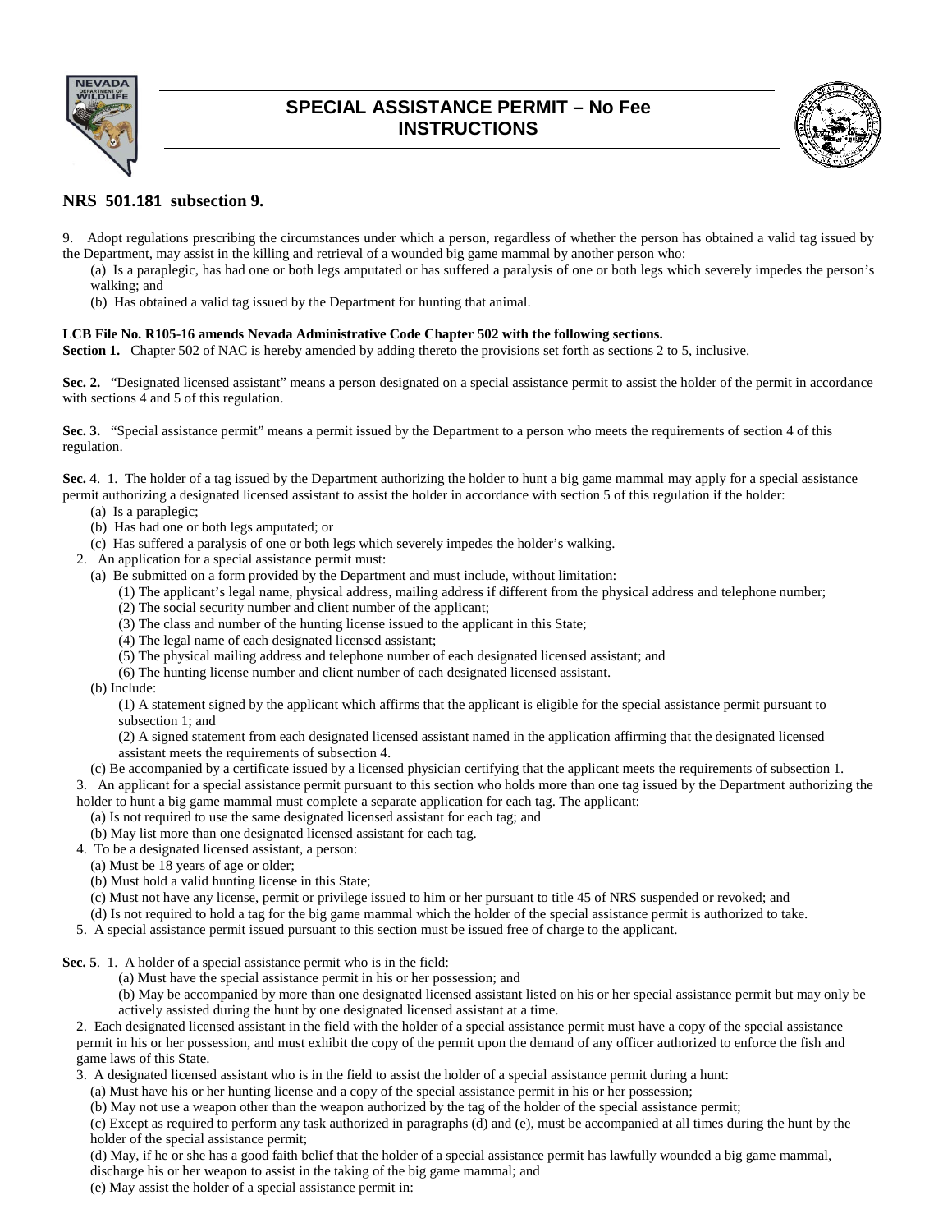# SPECIAL ASSISTANCE PERMIT – No Fee
# INSTRUCTIONS

## NRS 501.181 subsection 9.

9. Adopt regulations prescribing the circumstances under which a person, regardless of whether the person has obtained a valid tag issued by the Department, may assist in the killing and retrieval of a wounded big game mammal by another person who:

(a) Is a paraplegic, has had one or both legs amputated or has suffered a paralysis of one or both legs which severely impedes the person's walking; and

(b) Has obtained a valid tag issued by the Department for hunting that animal.

**LCB File No. R105-16 amends Nevada Administrative Code Chapter 502 with the following sections.**

**Section 1.** Chapter 502 of NAC is hereby amended by adding thereto the provisions set forth as sections 2 to 5, inclusive.

**Sec. 2.** "Designated licensed assistant" means a person designated on a special assistance permit to assist the holder of the permit in accordance with sections 4 and 5 of this regulation.

**Sec. 3.** "Special assistance permit" means a permit issued by the Department to a person who meets the requirements of section 4 of this regulation.

**Sec. 4**. 1. The holder of a tag issued by the Department authorizing the holder to hunt a big game mammal may apply for a special assistance permit authorizing a designated licensed assistant to assist the holder in accordance with section 5 of this regulation if the holder:

(a) Is a paraplegic;

(b) Has had one or both legs amputated; or

(c) Has suffered a paralysis of one or both legs which severely impedes the holder's walking.

2. An application for a special assistance permit must:

(a) Be submitted on a form provided by the Department and must include, without limitation:

(1) The applicant's legal name, physical address, mailing address if different from the physical address and telephone number;

(2) The social security number and client number of the applicant;

(3) The class and number of the hunting license issued to the applicant in this State;

(4) The legal name of each designated licensed assistant;

(5) The physical mailing address and telephone number of each designated licensed assistant; and

(6) The hunting license number and client number of each designated licensed assistant.

(b) Include:

(1) A statement signed by the applicant which affirms that the applicant is eligible for the special assistance permit pursuant to subsection 1; and

(2) A signed statement from each designated licensed assistant named in the application affirming that the designated licensed assistant meets the requirements of subsection 4.

(c) Be accompanied by a certificate issued by a licensed physician certifying that the applicant meets the requirements of subsection 1.

3. An applicant for a special assistance permit pursuant to this section who holds more than one tag issued by the Department authorizing the holder to hunt a big game mammal must complete a separate application for each tag. The applicant:

(a) Is not required to use the same designated licensed assistant for each tag; and

(b) May list more than one designated licensed assistant for each tag.

4. To be a designated licensed assistant, a person:

(a) Must be 18 years of age or older;

(b) Must hold a valid hunting license in this State;

(c) Must not have any license, permit or privilege issued to him or her pursuant to title 45 of NRS suspended or revoked; and

(d) Is not required to hold a tag for the big game mammal which the holder of the special assistance permit is authorized to take.

5. A special assistance permit issued pursuant to this section must be issued free of charge to the applicant.

**Sec. 5**. 1. A holder of a special assistance permit who is in the field:

(a) Must have the special assistance permit in his or her possession; and

(b) May be accompanied by more than one designated licensed assistant listed on his or her special assistance permit but may only be actively assisted during the hunt by one designated licensed assistant at a time.

2. Each designated licensed assistant in the field with the holder of a special assistance permit must have a copy of the special assistance permit in his or her possession, and must exhibit the copy of the permit upon the demand of any officer authorized to enforce the fish and game laws of this State.

3. A designated licensed assistant who is in the field to assist the holder of a special assistance permit during a hunt:

(a) Must have his or her hunting license and a copy of the special assistance permit in his or her possession;

(b) May not use a weapon other than the weapon authorized by the tag of the holder of the special assistance permit;

(c) Except as required to perform any task authorized in paragraphs (d) and (e), must be accompanied at all times during the hunt by the holder of the special assistance permit;

(d) May, if he or she has a good faith belief that the holder of a special assistance permit has lawfully wounded a big game mammal, discharge his or her weapon to assist in the taking of the big game mammal; and

(e) May assist the holder of a special assistance permit in: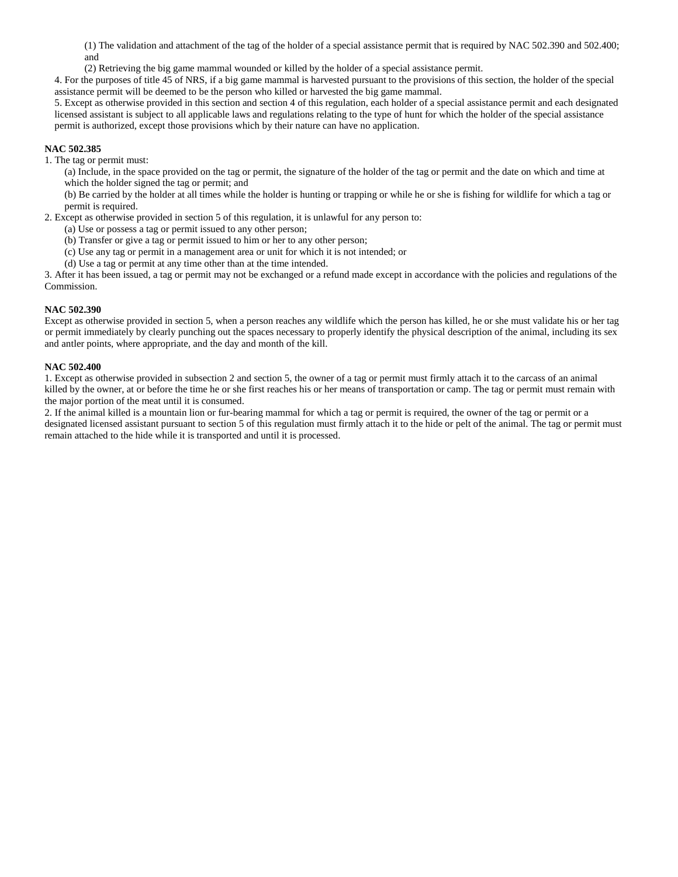(1) The validation and attachment of the tag of the holder of a special assistance permit that is required by NAC 502.390 and 502.400; and

(2) Retrieving the big game mammal wounded or killed by the holder of a special assistance permit.

4. For the purposes of title 45 of NRS, if a big game mammal is harvested pursuant to the provisions of this section, the holder of the special assistance permit will be deemed to be the person who killed or harvested the big game mammal.

5. Except as otherwise provided in this section and section 4 of this regulation, each holder of a special assistance permit and each designated licensed assistant is subject to all applicable laws and regulations relating to the type of hunt for which the holder of the special assistance permit is authorized, except those provisions which by their nature can have no application.

**NAC 502.385**

1. The tag or permit must:

(a) Include, in the space provided on the tag or permit, the signature of the holder of the tag or permit and the date on which and time at which the holder signed the tag or permit; and

(b) Be carried by the holder at all times while the holder is hunting or trapping or while he or she is fishing for wildlife for which a tag or permit is required.

2. Except as otherwise provided in section 5 of this regulation, it is unlawful for any person to:

(a) Use or possess a tag or permit issued to any other person;

(b) Transfer or give a tag or permit issued to him or her to any other person;

(c) Use any tag or permit in a management area or unit for which it is not intended; or

(d) Use a tag or permit at any time other than at the time intended.

3. After it has been issued, a tag or permit may not be exchanged or a refund made except in accordance with the policies and regulations of the Commission.

**NAC 502.390**

Except as otherwise provided in section 5, when a person reaches any wildlife which the person has killed, he or she must validate his or her tag or permit immediately by clearly punching out the spaces necessary to properly identify the physical description of the animal, including its sex and antler points, where appropriate, and the day and month of the kill.

**NAC 502.400**

1. Except as otherwise provided in subsection 2 and section 5, the owner of a tag or permit must firmly attach it to the carcass of an animal killed by the owner, at or before the time he or she first reaches his or her means of transportation or camp. The tag or permit must remain with the major portion of the meat until it is consumed.

2. If the animal killed is a mountain lion or fur-bearing mammal for which a tag or permit is required, the owner of the tag or permit or a designated licensed assistant pursuant to section 5 of this regulation must firmly attach it to the hide or pelt of the animal. The tag or permit must remain attached to the hide while it is transported and until it is processed.